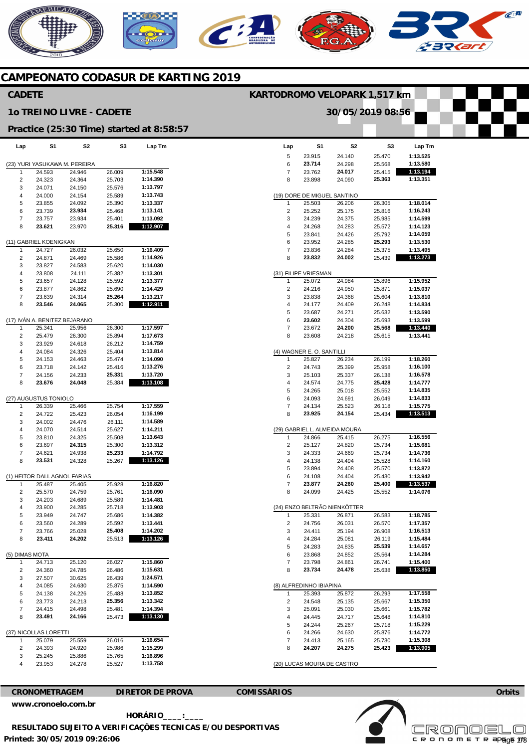# CAMPEONATO CODASUR DE KARTING 2019

## CADETE

**KARTODROMO VELOPARK 1,517 km**

**1o TREINO LIVRE - CADETE**

**30/05/2019 08:56**

**Practice (25:30 Time) started at 8:58:57**

| Lap | S1 | S2 | S3 | Lap Tm |
|---|---|---|---|---|
| **(23) YURI YASUKAWA M. PEREIRA** | | | | |
| 1 | 24.593 | 24.946 | 26.009 | **1:15.548** |
| 2 | 24.323 | 24.364 | 25.703 | **1:14.390** |
| 3 | 24.071 | 24.150 | 25.576 | **1:13.797** |
| 4 | 24.000 | 24.154 | 25.589 | **1:13.743** |
| 5 | 23.855 | 24.092 | 25.390 | **1:13.337** |
| 6 | 23.739 | **23.934** | 25.468 | **1:13.141** |
| 7 | 23.757 | 23.934 | 25.401 | **1:13.092** |
| 8 | **23.621** | 23.970 | **25.316** | **1:12.907** |
| **(11) GABRIEL KOENIGKAN** | | | | |
| 1 | 24.727 | 26.032 | 25.650 | **1:16.409** |
| 2 | 24.871 | 24.469 | 25.586 | **1:14.926** |
| 3 | 23.827 | 24.583 | 25.620 | **1:14.030** |
| 4 | 23.808 | 24.111 | 25.382 | **1:13.301** |
| 5 | 23.657 | 24.128 | 25.592 | **1:13.377** |
| 6 | 23.877 | 24.862 | 25.690 | **1:14.429** |
| 7 | 23.639 | 24.314 | **25.264** | **1:13.217** |
| 8 | **23.546** | **24.065** | 25.300 | **1:12.911** |
| **(17) IVÁN A. BENITEZ BEJARANO** | | | | |
| 1 | 25.341 | 25.956 | 26.300 | **1:17.597** |
| 2 | 25.479 | 26.300 | 25.894 | **1:17.673** |
| 3 | 23.929 | 24.618 | 26.212 | **1:14.759** |
| 4 | 24.084 | 24.326 | 25.404 | **1:13.814** |
| 5 | 24.153 | 24.463 | 25.474 | **1:14.090** |
| 6 | 23.718 | 24.142 | 25.416 | **1:13.276** |
| 7 | 24.156 | 24.233 | **25.331** | **1:13.720** |
| 8 | **23.676** | **24.048** | 25.384 | **1:13.108** |
| **(27) AUGUSTUS TONIOLO** | | | | |
| 1 | 26.339 | 25.466 | 25.754 | **1:17.559** |
| 2 | 24.722 | 25.423 | 26.054 | **1:16.199** |
| 3 | 24.002 | 24.476 | 26.111 | **1:14.589** |
| 4 | 24.070 | 24.514 | 25.627 | **1:14.211** |
| 5 | 23.810 | 24.325 | 25.508 | **1:13.643** |
| 6 | 23.697 | **24.315** | 25.300 | **1:13.312** |
| 7 | 24.621 | 24.938 | **25.233** | **1:14.792** |
| 8 | **23.531** | 24.328 | 25.267 | **1:13.126** |
| **(1) HEITOR DALL AGNOL FARIAS** | | | | |
| 1 | 25.487 | 25.405 | 25.928 | **1:16.820** |
| 2 | 25.570 | 24.759 | 25.761 | **1:16.090** |
| 3 | 24.203 | 24.689 | 25.589 | **1:14.481** |
| 4 | 23.900 | 24.285 | 25.718 | **1:13.903** |
| 5 | 23.949 | 24.747 | 25.686 | **1:14.382** |
| 6 | 23.560 | 24.289 | 25.592 | **1:13.441** |
| 7 | 23.766 | 25.028 | **25.408** | **1:14.202** |
| 8 | **23.411** | **24.202** | 25.513 | **1:13.126** |
| **(5) DIMAS MOTA** | | | | |
| 1 | 24.713 | 25.120 | 26.027 | **1:15.860** |
| 2 | 24.360 | 24.785 | 26.486 | **1:15.631** |
| 3 | 27.507 | 30.625 | 26.439 | **1:24.571** |
| 4 | 24.085 | 24.630 | 25.875 | **1:14.590** |
| 5 | 24.138 | 24.226 | 25.488 | **1:13.852** |
| 6 | 23.773 | 24.213 | **25.356** | **1:13.342** |
| 7 | 24.415 | 24.498 | 25.481 | **1:14.394** |
| 8 | **23.491** | **24.166** | 25.473 | **1:13.130** |
| **(37) NICOLLAS LORETTI** | | | | |
| 1 | 25.079 | 25.559 | 26.016 | **1:16.654** |
| 2 | 24.393 | 24.920 | 25.986 | **1:15.299** |
| 3 | 25.245 | 25.886 | 25.765 | **1:16.896** |
| 4 | 23.953 | 24.278 | 25.527 | **1:13.758** |
| 5 | 23.915 | 24.140 | 25.470 | **1:13.525** |
| 6 | **23.714** | 24.298 | 25.568 | **1:13.580** |
| 7 | 23.762 | **24.017** | 25.415 | **1:13.194** |
| 8 | 23.898 | 24.090 | **25.363** | **1:13.351** |
| **(19) DORE DE MIGUEL SANTINO** | | | | |
| 1 | 25.503 | 26.206 | 26.305 | **1:18.014** |
| 2 | 25.252 | 25.175 | 25.816 | **1:16.243** |
| 3 | 24.239 | 24.375 | 25.985 | **1:14.599** |
| 4 | 24.268 | 24.283 | 25.572 | **1:14.123** |
| 5 | 23.841 | 24.426 | 25.792 | **1:14.059** |
| 6 | 23.952 | 24.285 | **25.293** | **1:13.530** |
| 7 | 23.836 | 24.284 | 25.375 | **1:13.495** |
| 8 | **23.832** | **24.002** | 25.439 | **1:13.273** |
| **(31) FILIPE VRIESMAN** | | | | |
| 1 | 25.072 | 24.984 | 25.896 | **1:15.952** |
| 2 | 24.216 | 24.950 | 25.871 | **1:15.037** |
| 3 | 23.838 | 24.368 | 25.604 | **1:13.810** |
| 4 | 24.177 | 24.409 | 26.248 | **1:14.834** |
| 5 | 23.687 | 24.271 | 25.632 | **1:13.590** |
| 6 | **23.602** | 24.304 | 25.693 | **1:13.599** |
| 7 | 23.672 | **24.200** | **25.568** | **1:13.440** |
| 8 | 23.608 | 24.218 | 25.615 | **1:13.441** |
| **(4) WAGNER E. O. SANTILLI** | | | | |
| 1 | 25.827 | 26.234 | 26.199 | **1:18.260** |
| 2 | 24.743 | 25.399 | 25.958 | **1:16.100** |
| 3 | 25.103 | 25.337 | 26.138 | **1:16.578** |
| 4 | 24.574 | 24.775 | **25.428** | **1:14.777** |
| 5 | 24.265 | 25.018 | 25.552 | **1:14.835** |
| 6 | 24.093 | 24.691 | 26.049 | **1:14.833** |
| 7 | 24.134 | 25.523 | 26.118 | **1:15.775** |
| 8 | **23.925** | **24.154** | 25.434 | **1:13.513** |
| **(29) GABRIEL L. ALMEIDA MOURA** | | | | |
| 1 | 24.866 | 25.415 | 26.275 | **1:16.556** |
| 2 | 25.127 | 24.820 | 25.734 | **1:15.681** |
| 3 | 24.333 | 24.669 | 25.734 | **1:14.736** |
| 4 | 24.138 | 24.494 | 25.528 | **1:14.160** |
| 5 | 23.894 | 24.408 | 25.570 | **1:13.872** |
| 6 | 24.108 | 24.404 | 25.430 | **1:13.942** |
| 7 | **23.877** | **24.260** | **25.400** | **1:13.537** |
| 8 | 24.099 | 24.425 | 25.552 | **1:14.076** |
| **(24) ENZO BELTRÃO NIENKÖTTER** | | | | |
| 1 | 25.331 | 26.871 | 26.583 | **1:18.785** |
| 2 | 24.756 | 26.031 | 26.570 | **1:17.357** |
| 3 | 24.411 | 25.194 | 26.908 | **1:16.513** |
| 4 | 24.284 | 25.081 | 26.119 | **1:15.484** |
| 5 | 24.283 | 24.835 | **25.539** | **1:14.657** |
| 6 | 23.868 | 24.852 | 25.564 | **1:14.284** |
| 7 | 23.798 | 24.861 | 26.741 | **1:15.400** |
| 8 | **23.734** | **24.478** | 25.638 | **1:13.850** |
| **(8) ALFREDINHO IBIAPINA** | | | | |
| 1 | 25.393 | 25.872 | 26.293 | **1:17.558** |
| 2 | 24.548 | 25.135 | 25.667 | **1:15.350** |
| 3 | 25.091 | 25.030 | 25.661 | **1:15.782** |
| 4 | 24.445 | 24.717 | 25.648 | **1:14.810** |
| 5 | 24.244 | 25.267 | 25.718 | **1:15.229** |
| 6 | 24.266 | 24.630 | 25.876 | **1:14.772** |
| 7 | 24.413 | 25.165 | 25.730 | **1:15.308** |
| 8 | **24.207** | **24.275** | **25.423** | **1:13.905** |
| **(20) LUCAS MOURA DE CASTRO** | | | | |

**CRONOMETRAGEM** | **DIRETOR DE PROVA** | **COMISSÁRIOS** | **Orbits**

**www.cronoelo.com.br**

**HORÁRIO____:____**

**RESULTADO SUJEITO A VERIFICAÇÕES TECNICAS E/OU DESPORTIVAS**

**Printed: 30/05/2019 09:26:06**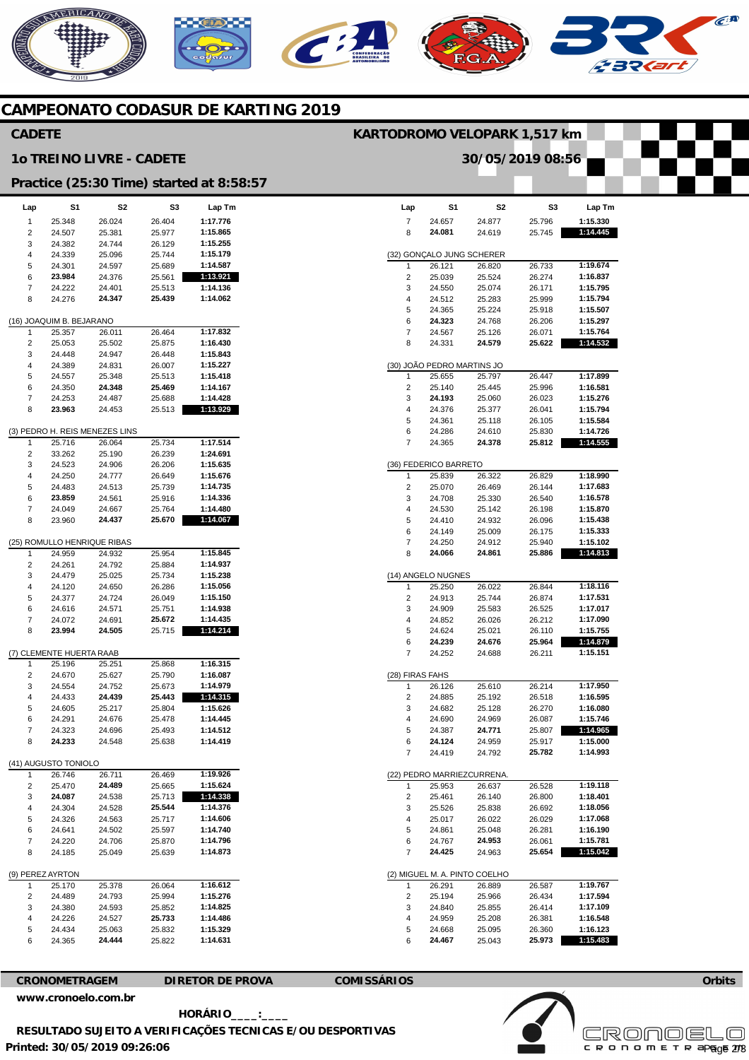# CAMPEONATO CODASUR DE KARTING 2019

## CADETE

**KARTODROMO VELOPARK 1,517 km**

## 1o TREINO LIVRE - CADETE

**30/05/2019 08:56**

## Practice (25:30 Time) started at 8:58:57

| Lap | S1 | S2 | S3 | Lap Tm |
|---|---|---|---|---|
| 1 | 25.348 | 26.024 | 26.404 | **1:17.776** |
| 2 | 24.507 | 25.381 | 25.977 | **1:15.865** |
| 3 | 24.382 | 24.744 | 26.129 | **1:15.255** |
| 4 | 24.339 | 25.096 | 25.744 | **1:15.179** |
| 5 | 24.301 | 24.597 | 25.689 | **1:14.587** |
| 6 | **23.984** | 24.376 | 25.561 | **1:13.921** |
| 7 | 24.222 | 24.401 | 25.513 | **1:14.136** |
| 8 | 24.276 | **24.347** | **25.439** | **1:14.062** |

(16) JOAQUIM B. BEJARANO

| Lap | S1 | S2 | S3 | Lap Tm |
|---|---|---|---|---|
| 1 | 25.357 | 26.011 | 26.464 | **1:17.832** |
| 2 | 25.053 | 25.502 | 25.875 | **1:16.430** |
| 3 | 24.448 | 24.947 | 26.448 | **1:15.843** |
| 4 | 24.389 | 24.831 | 26.007 | **1:15.227** |
| 5 | 24.557 | 25.348 | 25.513 | **1:15.418** |
| 6 | 24.350 | **24.348** | **25.469** | **1:14.167** |
| 7 | 24.253 | 24.487 | 25.688 | **1:14.428** |
| 8 | **23.963** | 24.453 | 25.513 | **1:13.929** |

(3) PEDRO H. REIS MENEZES LINS

| Lap | S1 | S2 | S3 | Lap Tm |
|---|---|---|---|---|
| 1 | 25.716 | 26.064 | 25.734 | **1:17.514** |
| 2 | 33.262 | 25.190 | 26.239 | **1:24.691** |
| 3 | 24.523 | 24.906 | 26.206 | **1:15.635** |
| 4 | 24.250 | 24.777 | 26.649 | **1:15.676** |
| 5 | 24.483 | 24.513 | 25.739 | **1:14.735** |
| 6 | **23.859** | 24.561 | 25.916 | **1:14.336** |
| 7 | 24.049 | 24.667 | 25.764 | **1:14.480** |
| 8 | 23.960 | **24.437** | **25.670** | **1:14.067** |

(25) ROMULLO HENRIQUE RIBAS

| Lap | S1 | S2 | S3 | Lap Tm |
|---|---|---|---|---|
| 1 | 24.959 | 24.932 | 25.954 | **1:15.845** |
| 2 | 24.261 | 24.792 | 25.884 | **1:14.937** |
| 3 | 24.479 | 25.025 | 25.734 | **1:15.238** |
| 4 | 24.120 | 24.650 | 26.286 | **1:15.056** |
| 5 | 24.377 | 24.724 | 26.049 | **1:15.150** |
| 6 | 24.616 | 24.571 | 25.751 | **1:14.938** |
| 7 | 24.072 | 24.691 | **25.672** | **1:14.435** |
| 8 | **23.994** | **24.505** | 25.715 | **1:14.214** |

(7) CLEMENTE HUERTA RAAB

| Lap | S1 | S2 | S3 | Lap Tm |
|---|---|---|---|---|
| 1 | 25.196 | 25.251 | 25.868 | **1:16.315** |
| 2 | 24.670 | 25.627 | 25.790 | **1:16.087** |
| 3 | 24.554 | 24.752 | 25.673 | **1:14.979** |
| 4 | 24.433 | **24.439** | **25.443** | **1:14.315** |
| 5 | 24.605 | 25.217 | 25.804 | **1:15.626** |
| 6 | 24.291 | 24.676 | 25.478 | **1:14.445** |
| 7 | 24.323 | 24.696 | 25.493 | **1:14.512** |
| 8 | **24.233** | 24.548 | 25.638 | **1:14.419** |

(41) AUGUSTO TONIOLO

| Lap | S1 | S2 | S3 | Lap Tm |
|---|---|---|---|---|
| 1 | 26.746 | 26.711 | 26.469 | **1:19.926** |
| 2 | 25.470 | **24.489** | 25.665 | **1:15.624** |
| 3 | **24.087** | 24.538 | 25.713 | **1:14.338** |
| 4 | 24.304 | 24.528 | **25.544** | **1:14.376** |
| 5 | 24.326 | 24.563 | 25.717 | **1:14.606** |
| 6 | 24.641 | 24.502 | 25.597 | **1:14.740** |
| 7 | 24.220 | 24.706 | 25.870 | **1:14.796** |
| 8 | 24.185 | 25.049 | 25.639 | **1:14.873** |

(9) PEREZ AYRTON

| Lap | S1 | S2 | S3 | Lap Tm |
|---|---|---|---|---|
| 1 | 25.170 | 25.378 | 26.064 | **1:16.612** |
| 2 | 24.489 | 24.793 | 25.994 | **1:15.276** |
| 3 | 24.380 | 24.593 | 25.852 | **1:14.825** |
| 4 | 24.226 | 24.527 | **25.733** | **1:14.486** |
| 5 | 24.434 | 25.063 | 25.832 | **1:15.329** |
| 6 | 24.365 | **24.444** | 25.822 | **1:14.631** |
| 7 | 24.657 | 24.877 | 25.796 | **1:15.330** |
| 8 | **24.081** | 24.619 | 25.745 | **1:14.445** |

(32) GONÇALO JUNG SCHERER

| Lap | S1 | S2 | S3 | Lap Tm |
|---|---|---|---|---|
| 1 | 26.121 | 26.820 | 26.733 | **1:19.674** |
| 2 | 25.039 | 25.524 | 26.274 | **1:16.837** |
| 3 | 24.550 | 25.074 | 26.171 | **1:15.795** |
| 4 | 24.512 | 25.283 | 25.999 | **1:15.794** |
| 5 | 24.365 | 25.224 | 25.918 | **1:15.507** |
| 6 | **24.323** | 24.768 | 26.206 | **1:15.297** |
| 7 | 24.567 | 25.126 | 26.071 | **1:15.764** |
| 8 | 24.331 | **24.579** | **25.622** | **1:14.532** |

(30) JOÃO PEDRO MARTINS JO

| Lap | S1 | S2 | S3 | Lap Tm |
|---|---|---|---|---|
| 1 | 25.655 | 25.797 | 26.447 | **1:17.899** |
| 2 | 25.140 | 25.445 | 25.996 | **1:16.581** |
| 3 | **24.193** | 25.060 | 26.023 | **1:15.276** |
| 4 | 24.376 | 25.377 | 26.041 | **1:15.794** |
| 5 | 24.361 | 25.118 | 26.105 | **1:15.584** |
| 6 | 24.286 | 24.610 | 25.830 | **1:14.726** |
| 7 | 24.365 | **24.378** | **25.812** | **1:14.555** |

(36) FEDERICO BARRETO

| Lap | S1 | S2 | S3 | Lap Tm |
|---|---|---|---|---|
| 1 | 25.839 | 26.322 | 26.829 | **1:18.990** |
| 2 | 25.070 | 26.469 | 26.144 | **1:17.683** |
| 3 | 24.708 | 25.330 | 26.540 | **1:16.578** |
| 4 | 24.530 | 25.142 | 26.198 | **1:15.870** |
| 5 | 24.410 | 24.932 | 26.096 | **1:15.438** |
| 6 | 24.149 | 25.009 | 26.175 | **1:15.333** |
| 7 | 24.250 | 24.912 | 25.940 | **1:15.102** |
| 8 | **24.066** | **24.861** | **25.886** | **1:14.813** |

(14) ANGELO NUGNES

| Lap | S1 | S2 | S3 | Lap Tm |
|---|---|---|---|---|
| 1 | 25.250 | 26.022 | 26.844 | **1:18.116** |
| 2 | 24.913 | 25.744 | 26.874 | **1:17.531** |
| 3 | 24.909 | 25.583 | 26.525 | **1:17.017** |
| 4 | 24.852 | 26.026 | 26.212 | **1:17.090** |
| 5 | 24.624 | 25.021 | 26.110 | **1:15.755** |
| 6 | **24.239** | **24.676** | **25.964** | **1:14.879** |
| 7 | 24.252 | 24.688 | 26.211 | **1:15.151** |

(28) FIRAS FAHS

| Lap | S1 | S2 | S3 | Lap Tm |
|---|---|---|---|---|
| 1 | 26.126 | 25.610 | 26.214 | **1:17.950** |
| 2 | 24.885 | 25.192 | 26.518 | **1:16.595** |
| 3 | 24.682 | 25.128 | 26.270 | **1:16.080** |
| 4 | 24.690 | 24.969 | 26.087 | **1:15.746** |
| 5 | 24.387 | **24.771** | 25.807 | **1:14.965** |
| 6 | **24.124** | 24.959 | 25.917 | **1:15.000** |
| 7 | 24.419 | 24.792 | **25.782** | **1:14.993** |

(22) PEDRO MARRIEZCURRENA.

| Lap | S1 | S2 | S3 | Lap Tm |
|---|---|---|---|---|
| 1 | 25.953 | 26.637 | 26.528 | **1:19.118** |
| 2 | 25.461 | 26.140 | 26.800 | **1:18.401** |
| 3 | 25.526 | 25.838 | 26.692 | **1:18.056** |
| 4 | 25.017 | 26.022 | 26.029 | **1:17.068** |
| 5 | 24.861 | 25.048 | 26.281 | **1:16.190** |
| 6 | 24.767 | **24.953** | 26.061 | **1:15.781** |
| 7 | **24.425** | 24.963 | **25.654** | **1:15.042** |

(2) MIGUEL M. A. PINTO COELHO

| Lap | S1 | S2 | S3 | Lap Tm |
|---|---|---|---|---|
| 1 | 26.291 | 26.889 | 26.587 | **1:19.767** |
| 2 | 25.194 | 25.966 | 26.434 | **1:17.594** |
| 3 | 24.840 | 25.855 | 26.414 | **1:17.109** |
| 4 | 24.959 | 25.208 | 26.381 | **1:16.548** |
| 5 | 24.668 | 25.095 | 26.360 | **1:16.123** |
| 6 | **24.467** | 25.043 | **25.973** | **1:15.483** |

**CRONOMETRAGEM** **DIRETOR DE PROVA** **COMISSÁRIOS** **Orbits**

**www.cronoelo.com.br**

**HORÁRIO____:____**

**RESULTADO SUJEITO A VERIFICAÇÕES TECNICAS E/OU DESPORTIVAS**

**Printed: 30/05/2019 09:26:06**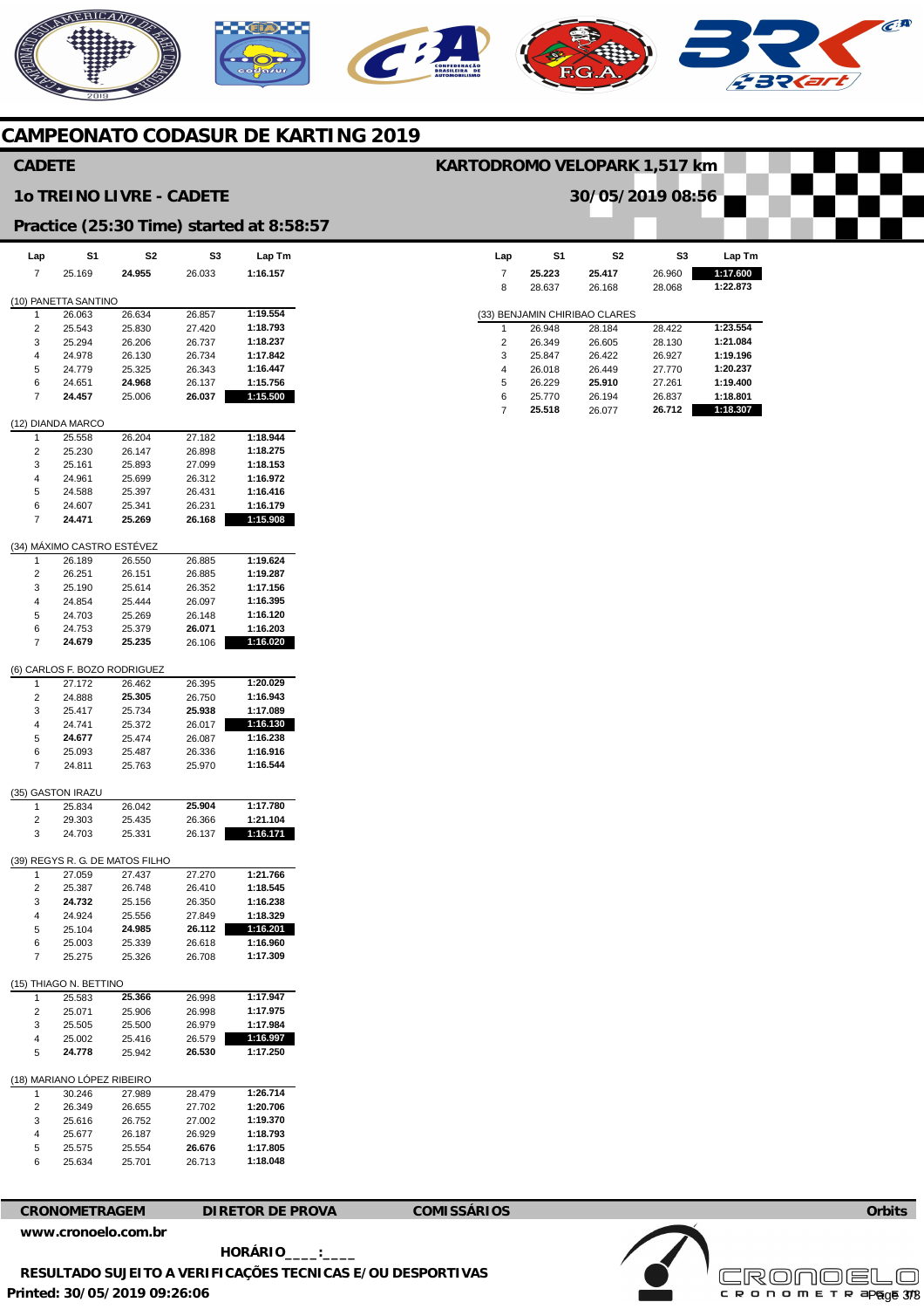# CAMPEONATO CODASUR DE KARTING 2019

## CADETE

## 1o TREINO LIVRE - CADETE

### Practice (25:30 Time) started at 8:58:57

**KARTODROMO VELOPARK 1,517 km**

**30/05/2019 08:56**

| Lap | S1 | S2 | S3 | Lap Tm |
|---|---|---|---|---|
| 7 | 25.169 | **24.955** | 26.033 | **1:16.157** |

(10) PANETTA SANTINO

| Lap | S1 | S2 | S3 | Lap Tm |
|---|---|---|---|---|
| 1 | 26.063 | 26.634 | 26.857 | **1:19.554** |
| 2 | 25.543 | 25.830 | 27.420 | **1:18.793** |
| 3 | 25.294 | 26.206 | 26.737 | **1:18.237** |
| 4 | 24.978 | 26.130 | 26.734 | **1:17.842** |
| 5 | 24.779 | 25.325 | 26.343 | **1:16.447** |
| 6 | 24.651 | **24.968** | 26.137 | **1:15.756** |
| 7 | **24.457** | 25.006 | **26.037** | **1:15.500** |

(12) DIANDA MARCO

| Lap | S1 | S2 | S3 | Lap Tm |
|---|---|---|---|---|
| 1 | 25.558 | 26.204 | 27.182 | **1:18.944** |
| 2 | 25.230 | 26.147 | 26.898 | **1:18.275** |
| 3 | 25.161 | 25.893 | 27.099 | **1:18.153** |
| 4 | 24.961 | 25.699 | 26.312 | **1:16.972** |
| 5 | 24.588 | 25.397 | 26.431 | **1:16.416** |
| 6 | 24.607 | 25.341 | 26.231 | **1:16.179** |
| 7 | **24.471** | **25.269** | **26.168** | **1:15.908** |

(34) MÁXIMO CASTRO ESTÉVEZ

| Lap | S1 | S2 | S3 | Lap Tm |
|---|---|---|---|---|
| 1 | 26.189 | 26.550 | 26.885 | **1:19.624** |
| 2 | 26.251 | 26.151 | 26.885 | **1:19.287** |
| 3 | 25.190 | 25.614 | 26.352 | **1:17.156** |
| 4 | 24.854 | 25.444 | 26.097 | **1:16.395** |
| 5 | 24.703 | 25.269 | 26.148 | **1:16.120** |
| 6 | 24.753 | 25.379 | **26.071** | **1:16.203** |
| 7 | **24.679** | **25.235** | 26.106 | **1:16.020** |

(6) CARLOS F. BOZO RODRIGUEZ

| Lap | S1 | S2 | S3 | Lap Tm |
|---|---|---|---|---|
| 1 | 27.172 | 26.462 | 26.395 | **1:20.029** |
| 2 | 24.888 | **25.305** | 26.750 | **1:16.943** |
| 3 | 25.417 | 25.734 | **25.938** | **1:17.089** |
| 4 | 24.741 | 25.372 | 26.017 | **1:16.130** |
| 5 | **24.677** | 25.474 | 26.087 | **1:16.238** |
| 6 | 25.093 | 25.487 | 26.336 | **1:16.916** |
| 7 | 24.811 | 25.763 | 25.970 | **1:16.544** |

(35) GASTON IRAZU

| Lap | S1 | S2 | S3 | Lap Tm |
|---|---|---|---|---|
| 1 | 25.834 | 26.042 | **25.904** | **1:17.780** |
| 2 | 29.303 | 25.435 | 26.366 | **1:21.104** |
| 3 | 24.703 | 25.331 | 26.137 | **1:16.171** |

(39) REGYS R. G. DE MATOS FILHO

| Lap | S1 | S2 | S3 | Lap Tm |
|---|---|---|---|---|
| 1 | 27.059 | 27.437 | 27.270 | **1:21.766** |
| 2 | 25.387 | 26.748 | 26.410 | **1:18.545** |
| 3 | **24.732** | 25.156 | 26.350 | **1:16.238** |
| 4 | 24.924 | 25.556 | 27.849 | **1:18.329** |
| 5 | 25.104 | **24.985** | **26.112** | **1:16.201** |
| 6 | 25.003 | 25.339 | 26.618 | **1:16.960** |
| 7 | 25.275 | 25.326 | 26.708 | **1:17.309** |

(15) THIAGO N. BETTINO

| Lap | S1 | S2 | S3 | Lap Tm |
|---|---|---|---|---|
| 1 | 25.583 | **25.366** | 26.998 | **1:17.947** |
| 2 | 25.071 | 25.906 | 26.998 | **1:17.975** |
| 3 | 25.505 | 25.500 | 26.979 | **1:17.984** |
| 4 | 25.002 | 25.416 | 26.579 | **1:16.997** |
| 5 | **24.778** | 25.942 | **26.530** | **1:17.250** |

(18) MARIANO LÓPEZ RIBEIRO

| Lap | S1 | S2 | S3 | Lap Tm |
|---|---|---|---|---|
| 1 | 30.246 | 27.989 | 28.479 | **1:26.714** |
| 2 | 26.349 | 26.655 | 27.702 | **1:20.706** |
| 3 | 25.616 | 26.752 | 27.002 | **1:19.370** |
| 4 | 25.677 | 26.187 | 26.929 | **1:18.793** |
| 5 | 25.575 | 25.554 | **26.676** | **1:17.805** |
| 6 | 25.634 | 25.701 | 26.713 | **1:18.048** |

| Lap | S1 | S2 | S3 | Lap Tm |
|---|---|---|---|---|
| 7 | **25.223** | **25.417** | 26.960 | **1:17.600** |
| 8 | 28.637 | 26.168 | 28.068 | **1:22.873** |

(33) BENJAMIN CHIRIBAO CLARES

| Lap | S1 | S2 | S3 | Lap Tm |
|---|---|---|---|---|
| 1 | 26.948 | 28.184 | 28.422 | **1:23.554** |
| 2 | 26.349 | 26.605 | 28.130 | **1:21.084** |
| 3 | 25.847 | 26.422 | 26.927 | **1:19.196** |
| 4 | 26.018 | 26.449 | 27.770 | **1:20.237** |
| 5 | 26.229 | **25.910** | 27.261 | **1:19.400** |
| 6 | 25.770 | 26.194 | 26.837 | **1:18.801** |
| 7 | **25.518** | 26.077 | **26.712** | **1:18.307** |

**CRONOMETRAGEM** **DIRETOR DE PROVA** **COMISSÁRIOS** **Orbits**

**www.cronoelo.com.br**

**HORÁRIO____:____**

**RESULTADO SUJEITO A VERIFICAÇÕES TECNICAS E/OU DESPORTIVAS**

**Printed: 30/05/2019 09:26:06**

CRONOELO CRONOMETRAGEM